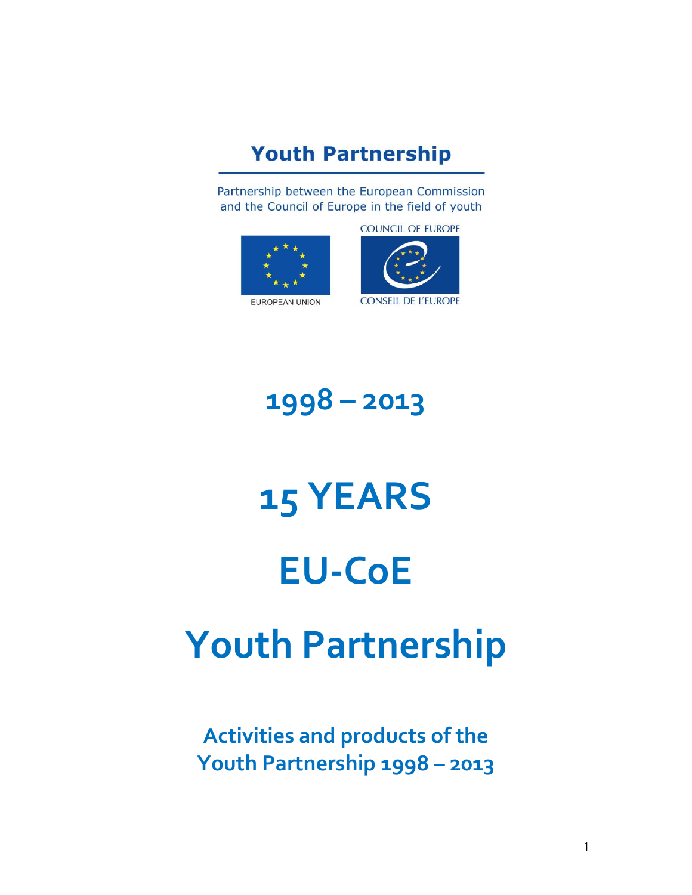**Youth Partnership**

Partnership between the European Commission and the Council of Europe in the field of youth

COUNCIL OF EUROPE

EUROPEAN UNION

CONSEIL DE L'EUROPE

# 1998 – 2013

# 15 YEARS

# EU-CoE

# Youth Partnership

## Activities and products of the Youth Partnership 1998 – 2013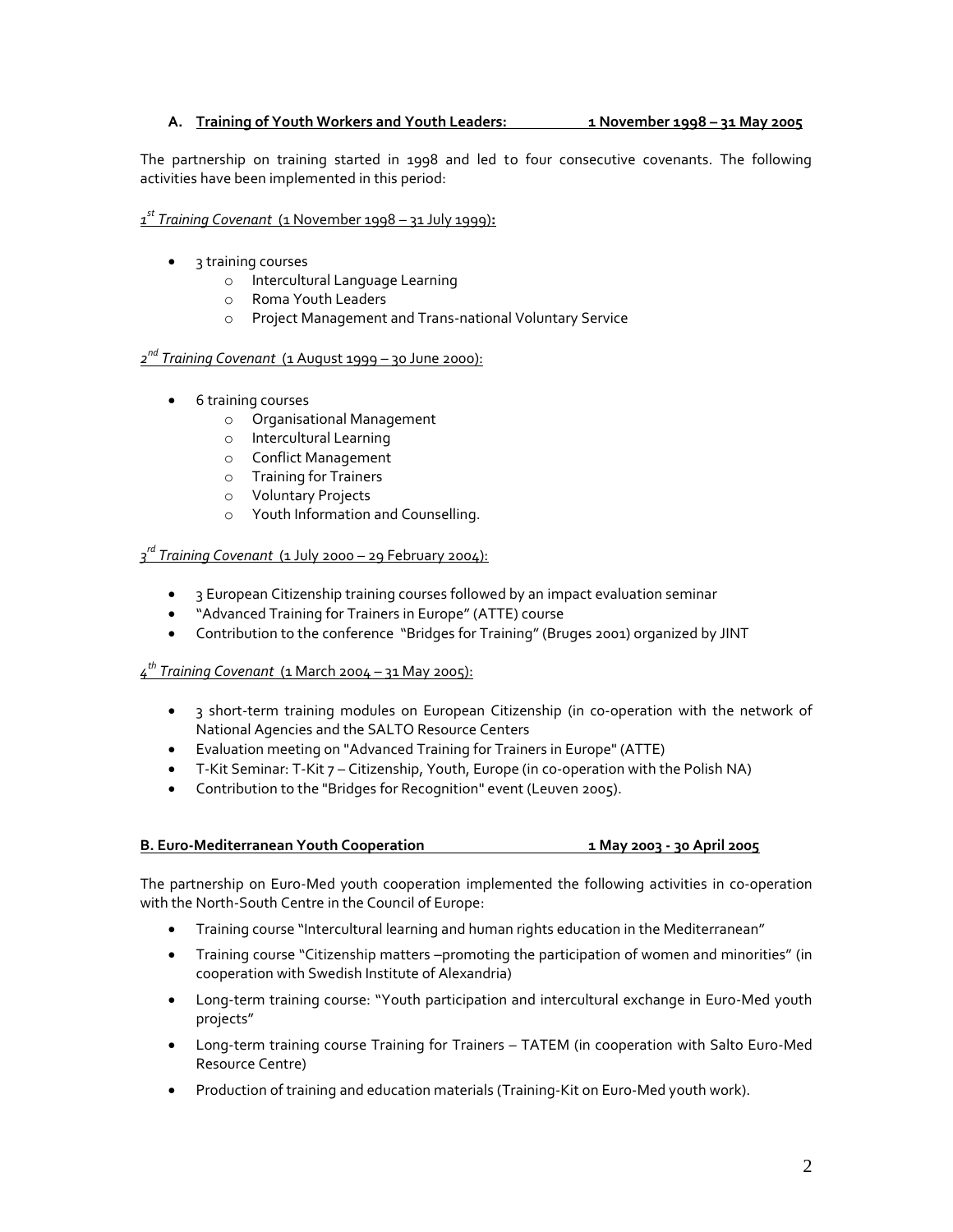## A. Training of Youth Workers and Youth Leaders: 1 November 1998 – 31 May 2005

The partnership on training started in 1998 and led to four consecutive covenants. The following activities have been implemented in this period:

*1st Training Covenant* (1 November 1998 – 31 July 1999):

- 3 training courses
  - Intercultural Language Learning
  - Roma Youth Leaders
  - Project Management and Trans-national Voluntary Service

*2nd Training Covenant* (1 August 1999 – 30 June 2000):

- 6 training courses
  - Organisational Management
  - Intercultural Learning
  - Conflict Management
  - Training for Trainers
  - Voluntary Projects
  - Youth Information and Counselling.

*3rd Training Covenant* (1 July 2000 – 29 February 2004):

- 3 European Citizenship training courses followed by an impact evaluation seminar
- "Advanced Training for Trainers in Europe" (ATTE) course
- Contribution to the conference "Bridges for Training" (Bruges 2001) organized by JINT

*4th Training Covenant* (1 March 2004 – 31 May 2005):

- 3 short-term training modules on European Citizenship (in co-operation with the network of National Agencies and the SALTO Resource Centers
- Evaluation meeting on "Advanced Training for Trainers in Europe" (ATTE)
- T-Kit Seminar: T-Kit 7 – Citizenship, Youth, Europe (in co-operation with the Polish NA)
- Contribution to the "Bridges for Recognition" event (Leuven 2005).

## B. Euro-Mediterranean Youth Cooperation 1 May 2003 - 30 April 2005

The partnership on Euro-Med youth cooperation implemented the following activities in co-operation with the North-South Centre in the Council of Europe:

- Training course "Intercultural learning and human rights education in the Mediterranean"
- Training course "Citizenship matters –promoting the participation of women and minorities" (in cooperation with Swedish Institute of Alexandria)
- Long-term training course: "Youth participation and intercultural exchange in Euro-Med youth projects"
- Long-term training course Training for Trainers – TATEM (in cooperation with Salto Euro-Med Resource Centre)
- Production of training and education materials (Training-Kit on Euro-Med youth work).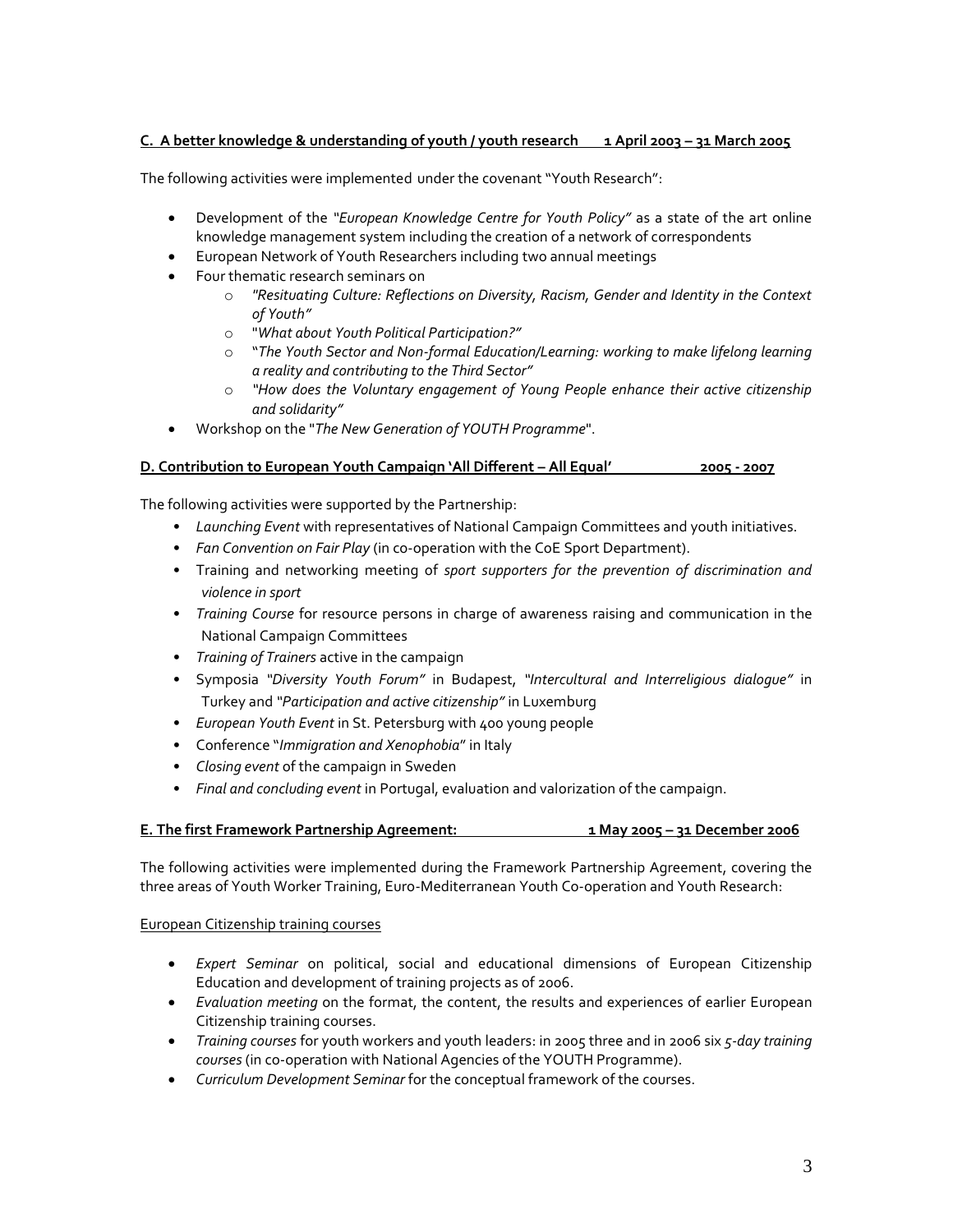**C. A better knowledge & understanding of youth / youth research 1 April 2003 – 31 March 2005**

The following activities were implemented under the covenant "Youth Research":

- Development of the *"European Knowledge Centre for Youth Policy"* as a state of the art online knowledge management system including the creation of a network of correspondents
- European Network of Youth Researchers including two annual meetings
- Four thematic research seminars on
  - *"Resituating Culture: Reflections on Diversity, Racism, Gender and Identity in the Context of Youth"*
  - "*What about Youth Political Participation?"*
  - "*The Youth Sector and Non-formal Education/Learning: working to make lifelong learning a reality and contributing to the Third Sector"*
  - *"How does the Voluntary engagement of Young People enhance their active citizenship and solidarity"*
- Workshop on the "*The New Generation of YOUTH Programme*".

**D. Contribution to European Youth Campaign 'All Different – All Equal' 2005 - 2007**

The following activities were supported by the Partnership:

- *Launching Event* with representatives of National Campaign Committees and youth initiatives.
- *Fan Convention on Fair Play* (in co-operation with the CoE Sport Department).
- Training and networking meeting of *sport supporters for the prevention of discrimination and violence in sport*
- *Training Course* for resource persons in charge of awareness raising and communication in the National Campaign Committees
- *Training of Trainers* active in the campaign
- Symposia *"Diversity Youth Forum"* in Budapest, *"Intercultural and Interreligious dialogue"* in Turkey and *"Participation and active citizenship"* in Luxemburg
- *European Youth Event* in St. Petersburg with 400 young people
- Conference "*Immigration and Xenophobia*" in Italy
- *Closing event* of the campaign in Sweden
- *Final and concluding event* in Portugal, evaluation and valorization of the campaign.

**E. The first Framework Partnership Agreement: 1 May 2005 – 31 December 2006**

The following activities were implemented during the Framework Partnership Agreement, covering the three areas of Youth Worker Training, Euro-Mediterranean Youth Co-operation and Youth Research:

European Citizenship training courses

- *Expert Seminar* on political, social and educational dimensions of European Citizenship Education and development of training projects as of 2006.
- *Evaluation meeting* on the format, the content, the results and experiences of earlier European Citizenship training courses.
- *Training courses* for youth workers and youth leaders: in 2005 three and in 2006 six *5-day training courses* (in co-operation with National Agencies of the YOUTH Programme).
- *Curriculum Development Seminar* for the conceptual framework of the courses.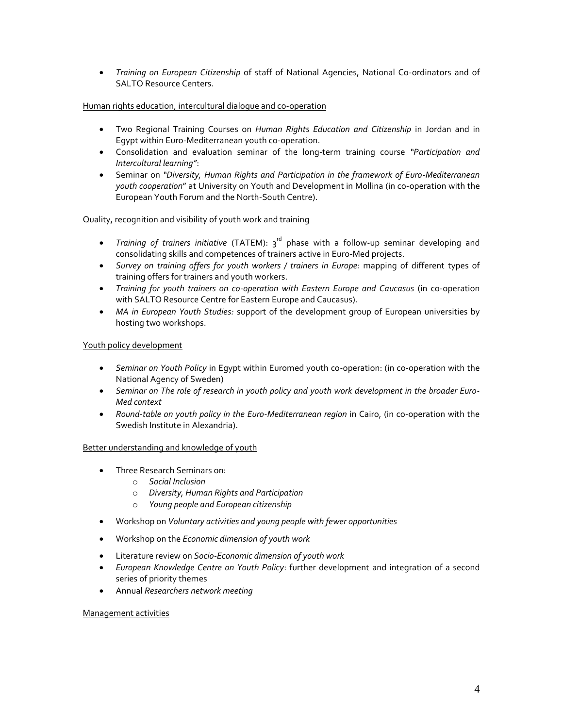- *Training on European Citizenship* of staff of National Agencies, National Co-ordinators and of SALTO Resource Centers.

<u>Human rights education, intercultural dialogue and co-operation</u>

- Two Regional Training Courses on *Human Rights Education and Citizenship* in Jordan and in Egypt within Euro-Mediterranean youth co-operation.
- Consolidation and evaluation seminar of the long-term training course *"Participation and Intercultural learning"*:
- Seminar on *"Diversity, Human Rights and Participation in the framework of Euro-Mediterranean youth cooperation"* at University on Youth and Development in Mollina (in co-operation with the European Youth Forum and the North-South Centre).

<u>Quality, recognition and visibility of youth work and training</u>

- *Training of trainers initiative* (TATEM): 3rd phase with a follow-up seminar developing and consolidating skills and competences of trainers active in Euro-Med projects.
- *Survey on training offers for youth workers / trainers in Europe:* mapping of different types of training offers for trainers and youth workers.
- *Training for youth trainers on co-operation with Eastern Europe and Caucasus* (in co-operation with SALTO Resource Centre for Eastern Europe and Caucasus).
- *MA in European Youth Studies:* support of the development group of European universities by hosting two workshops.

<u>Youth policy development</u>

- *Seminar on Youth Policy* in Egypt within Euromed youth co-operation: (in co-operation with the National Agency of Sweden)
- *Seminar on The role of research in youth policy and youth work development in the broader Euro-Med context*
- *Round-table on youth policy in the Euro-Mediterranean region* in Cairo, (in co-operation with the Swedish Institute in Alexandria).

<u>Better understanding and knowledge of youth</u>

- Three Research Seminars on:
  - *Social Inclusion*
  - *Diversity, Human Rights and Participation*
  - *Young people and European citizenship*
- Workshop on *Voluntary activities and young people with fewer opportunities*
- Workshop on the *Economic dimension of youth work*
- Literature review on *Socio-Economic dimension of youth work*
- *European Knowledge Centre on Youth Policy*: further development and integration of a second series of priority themes
- Annual *Researchers network meeting*

<u>Management activities</u>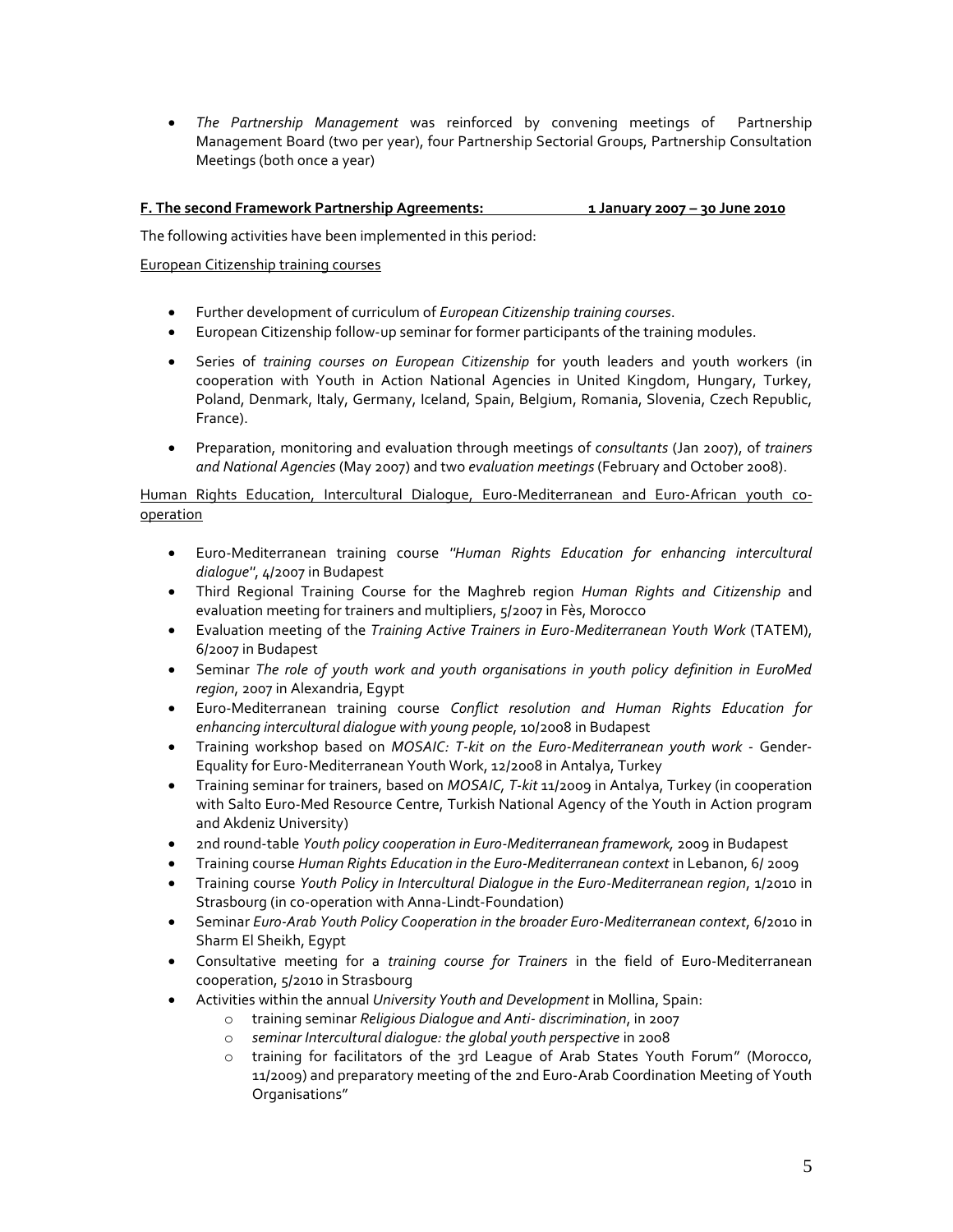- *The Partnership Management* was reinforced by convening meetings of Partnership Management Board (two per year), four Partnership Sectorial Groups, Partnership Consultation Meetings (both once a year)

**F. The second Framework Partnership Agreements: 1 January 2007 – 30 June 2010**

The following activities have been implemented in this period:

European Citizenship training courses

- Further development of curriculum of *European Citizenship training courses*.
- European Citizenship follow-up seminar for former participants of the training modules.
- Series of *training courses on European Citizenship* for youth leaders and youth workers (in cooperation with Youth in Action National Agencies in United Kingdom, Hungary, Turkey, Poland, Denmark, Italy, Germany, Iceland, Spain, Belgium, Romania, Slovenia, Czech Republic, France).
- Preparation, monitoring and evaluation through meetings of *consultants* (Jan 2007), of *trainers and National Agencies* (May 2007) and two *evaluation meetings* (February and October 2008).

Human Rights Education, Intercultural Dialogue, Euro-Mediterranean and Euro-African youth co-operation

- Euro-Mediterranean training course *"Human Rights Education for enhancing intercultural dialogue"*, 4/2007 in Budapest
- Third Regional Training Course for the Maghreb region *Human Rights and Citizenship* and evaluation meeting for trainers and multipliers, 5/2007 in Fès, Morocco
- Evaluation meeting of the *Training Active Trainers in Euro-Mediterranean Youth Work* (TATEM), 6/2007 in Budapest
- Seminar *The role of youth work and youth organisations in youth policy definition in EuroMed region*, 2007 in Alexandria, Egypt
- Euro-Mediterranean training course *Conflict resolution and Human Rights Education for enhancing intercultural dialogue with young people*, 10/2008 in Budapest
- Training workshop based on *MOSAIC: T-kit on the Euro-Mediterranean youth work* - Gender-Equality for Euro-Mediterranean Youth Work, 12/2008 in Antalya, Turkey
- Training seminar for trainers, based on *MOSAIC, T-kit* 11/2009 in Antalya, Turkey (in cooperation with Salto Euro-Med Resource Centre, Turkish National Agency of the Youth in Action program and Akdeniz University)
- 2nd round-table *Youth policy cooperation in Euro-Mediterranean framework,* 2009 in Budapest
- Training course *Human Rights Education in the Euro-Mediterranean context* in Lebanon, 6/ 2009
- Training course *Youth Policy in Intercultural Dialogue in the Euro-Mediterranean region*, 1/2010 in Strasbourg (in co-operation with Anna-Lindt-Foundation)
- Seminar *Euro-Arab Youth Policy Cooperation in the broader Euro-Mediterranean context*, 6/2010 in Sharm El Sheikh, Egypt
- Consultative meeting for a *training course for Trainers* in the field of Euro-Mediterranean cooperation, 5/2010 in Strasbourg
- Activities within the annual *University Youth and Development* in Mollina, Spain:
  - training seminar *Religious Dialogue and Anti- discrimination*, in 2007
  - *seminar Intercultural dialogue: the global youth perspective* in 2008
  - training for facilitators of the 3rd League of Arab States Youth Forum" (Morocco, 11/2009) and preparatory meeting of the 2nd Euro-Arab Coordination Meeting of Youth Organisations"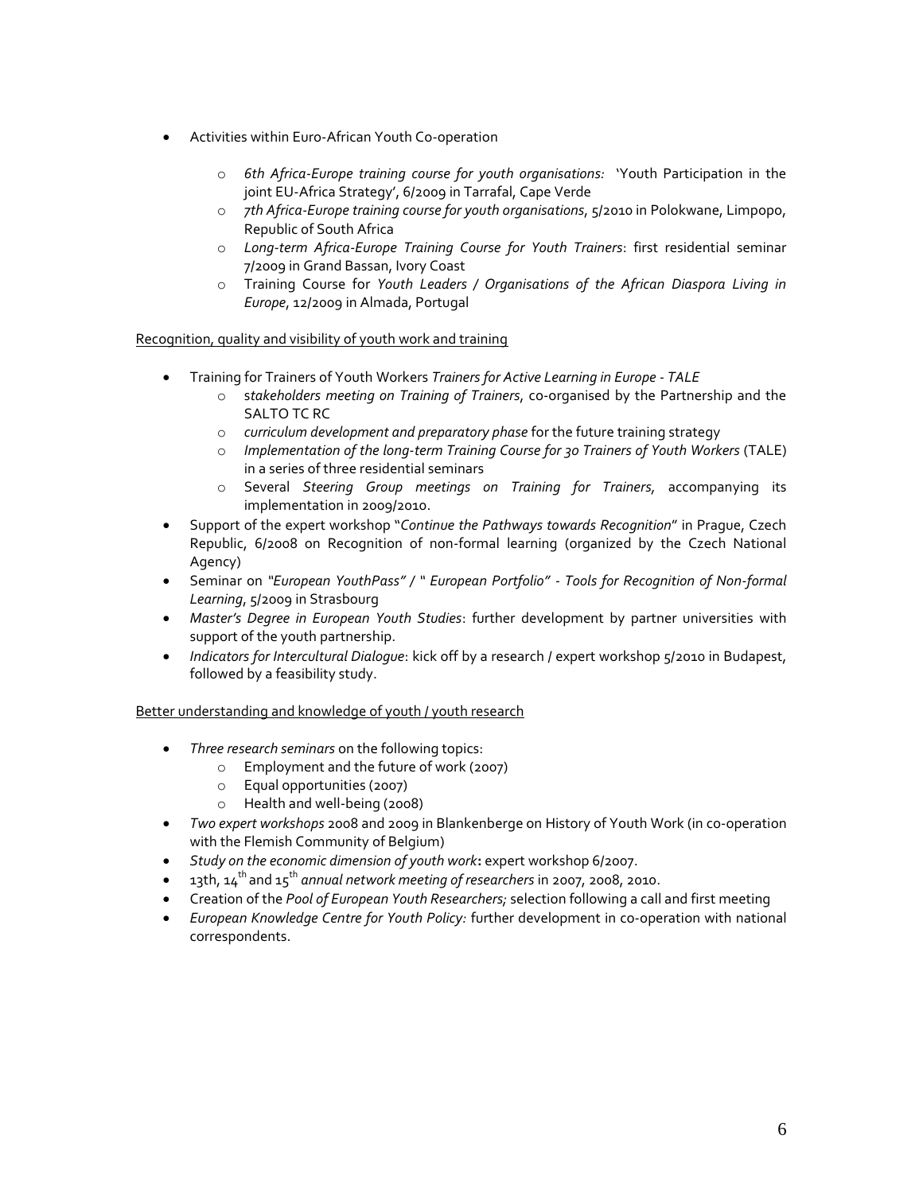- Activities within Euro-African Youth Co-operation
    - *6th Africa-Europe training course for youth organisations:* 'Youth Participation in the joint EU-Africa Strategy', 6/2009 in Tarrafal, Cape Verde
    - *7th Africa-Europe training course for youth organisations*, 5/2010 in Polokwane, Limpopo, Republic of South Africa
    - *Long-term Africa-Europe Training Course for Youth Trainers*: first residential seminar 7/2009 in Grand Bassan, Ivory Coast
    - Training Course for *Youth Leaders / Organisations of the African Diaspora Living in Europe*, 12/2009 in Almada, Portugal

Recognition, quality and visibility of youth work and training

- Training for Trainers of Youth Workers *Trainers for Active Learning in Europe - TALE*
    - s*takeholders meeting on Training of Trainers*, co-organised by the Partnership and the SALTO TC RC
    - *curriculum development and preparatory phase* for the future training strategy
    - *Implementation of the long-term Training Course for 30 Trainers of Youth Workers* (TALE) in a series of three residential seminars
    - Several *Steering Group meetings on Training for Trainers,* accompanying its implementation in 2009/2010.
- Support of the expert workshop "*Continue the Pathways towards Recognition*" in Prague, Czech Republic, 6/2008 on Recognition of non-formal learning (organized by the Czech National Agency)
- Seminar on *"European YouthPass" / " European Portfolio" - Tools for Recognition of Non-formal Learning*, 5/2009 in Strasbourg
- *Master's Degree in European Youth Studies*: further development by partner universities with support of the youth partnership.
- *Indicators for Intercultural Dialogue*: kick off by a research / expert workshop 5/2010 in Budapest, followed by a feasibility study.

Better understanding and knowledge of youth / youth research

- *Three research seminars* on the following topics:
    - Employment and the future of work (2007)
    - Equal opportunities (2007)
    - Health and well-being (2008)
- *Two expert workshops* 2008 and 2009 in Blankenberge on History of Youth Work (in co-operation with the Flemish Community of Belgium)
- *Study on the economic dimension of youth work*: expert workshop 6/2007.
- 13th, 14th and 15th *annual network meeting of researchers* in 2007, 2008, 2010.
- Creation of the *Pool of European Youth Researchers;* selection following a call and first meeting
- *European Knowledge Centre for Youth Policy:* further development in co-operation with national correspondents.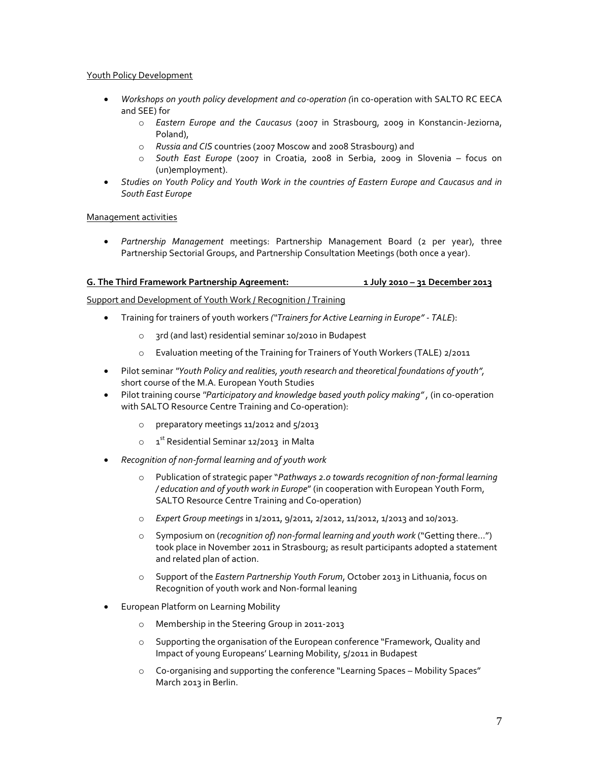Youth Policy Development

- *Workshops on youth policy development and co-operation (*in co-operation with SALTO RC EECA and SEE) for
  - *Eastern Europe and the Caucasus* (2007 in Strasbourg, 2009 in Konstancin-Jeziorna, Poland),
  - *Russia and CIS* countries (2007 Moscow and 2008 Strasbourg) and
  - *South East Europe* (2007 in Croatia, 2008 in Serbia, 2009 in Slovenia – focus on (un)employment).
- *Studies on Youth Policy and Youth Work in the countries of Eastern Europe and Caucasus and in South East Europe*

Management activities

- *Partnership Management* meetings: Partnership Management Board (2 per year), three Partnership Sectorial Groups, and Partnership Consultation Meetings (both once a year).

## G. The Third Framework Partnership Agreement: 1 July 2010 – 31 December 2013

Support and Development of Youth Work / Recognition / Training

- Training for trainers of youth workers *("Trainers for Active Learning in Europe" - TALE*):
  - 3rd (and last) residential seminar 10/2010 in Budapest
  - Evaluation meeting of the Training for Trainers of Youth Workers (TALE) 2/2011
- Pilot seminar *"Youth Policy and realities, youth research and theoretical foundations of youth"*, short course of the M.A. European Youth Studies
- Pilot training course *"Participatory and knowledge based youth policy making"* , (in co-operation with SALTO Resource Centre Training and Co-operation):
  - preparatory meetings 11/2012 and 5/2013
  - 1st Residential Seminar 12/2013 in Malta
- *Recognition of non-formal learning and of youth work*
  - Publication of strategic paper "*Pathways 2.0 towards recognition of non-formal learning / education and of youth work in Europe*" (in cooperation with European Youth Form, SALTO Resource Centre Training and Co-operation)
  - *Expert Group meetings* in 1/2011, 9/2011, 2/2012, 11/2012, 1/2013 and 10/2013.
  - Symposium on (*recognition of) non-formal learning and youth work* ("Getting there…") took place in November 2011 in Strasbourg; as result participants adopted a statement and related plan of action.
  - Support of the *Eastern Partnership Youth Forum*, October 2013 in Lithuania, focus on Recognition of youth work and Non-formal leaning
- European Platform on Learning Mobility
  - Membership in the Steering Group in 2011-2013
  - Supporting the organisation of the European conference "Framework, Quality and Impact of young Europeans' Learning Mobility, 5/2011 in Budapest
  - Co-organising and supporting the conference "Learning Spaces – Mobility Spaces" March 2013 in Berlin.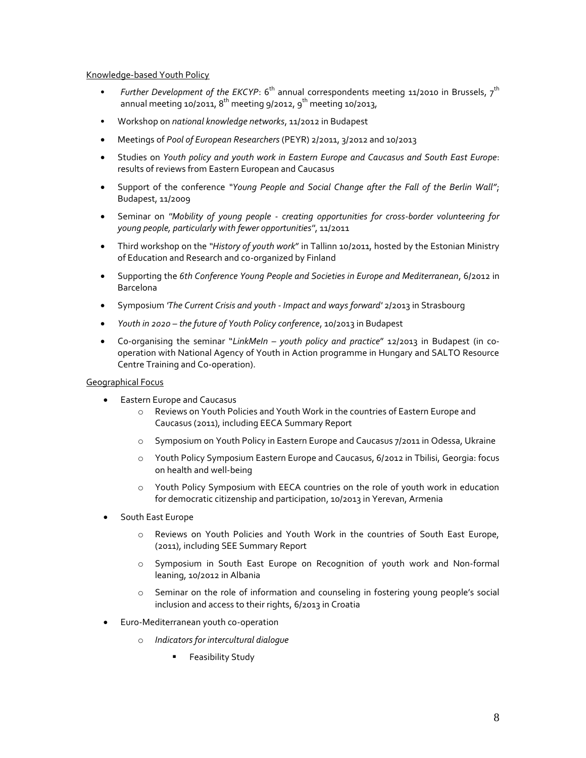Knowledge-based Youth Policy

- *Further Development of the EKCYP*: 6th annual correspondents meeting 11/2010 in Brussels, 7th annual meeting 10/2011, 8th meeting 9/2012, 9th meeting 10/2013,
- Workshop on *national knowledge networks*, 11/2012 in Budapest
- Meetings of *Pool of European Researchers* (PEYR) 2/2011, 3/2012 and 10/2013
- Studies on *Youth policy and youth work in Eastern Europe and Caucasus and South East Europe*: results of reviews from Eastern European and Caucasus
- Support of the conference "*Young People and Social Change after the Fall of the Berlin Wall"*; Budapest, 11/2009
- Seminar on *"Mobility of young people - creating opportunities for cross-border volunteering for young people, particularly with fewer opportunities*", 11/2011
- Third workshop on the *"History of youth work*" in Tallinn 10/2011, hosted by the Estonian Ministry of Education and Research and co-organized by Finland
- Supporting the *6th Conference Young People and Societies in Europe and Mediterranean*, 6/2012 in Barcelona
- Symposium *'The Current Crisis and youth - Impact and ways forward'* 2/2013 in Strasbourg
- *Youth in 2020 – the future of Youth Policy conference*, 10/2013 in Budapest
- Co-organising the seminar "*LinkMeIn – youth policy and practice*" 12/2013 in Budapest (in co-operation with National Agency of Youth in Action programme in Hungary and SALTO Resource Centre Training and Co-operation).

Geographical Focus

- Eastern Europe and Caucasus
  - Reviews on Youth Policies and Youth Work in the countries of Eastern Europe and Caucasus (2011), including EECA Summary Report
  - Symposium on Youth Policy in Eastern Europe and Caucasus 7/2011 in Odessa, Ukraine
  - Youth Policy Symposium Eastern Europe and Caucasus, 6/2012 in Tbilisi, Georgia: focus on health and well-being
  - Youth Policy Symposium with EECA countries on the role of youth work in education for democratic citizenship and participation, 10/2013 in Yerevan, Armenia
- South East Europe
  - Reviews on Youth Policies and Youth Work in the countries of South East Europe, (2011), including SEE Summary Report
  - Symposium in South East Europe on Recognition of youth work and Non-formal leaning, 10/2012 in Albania
  - Seminar on the role of information and counseling in fostering young people's social inclusion and access to their rights, 6/2013 in Croatia
- Euro-Mediterranean youth co-operation
  - *Indicators for intercultural dialogue*
    - Feasibility Study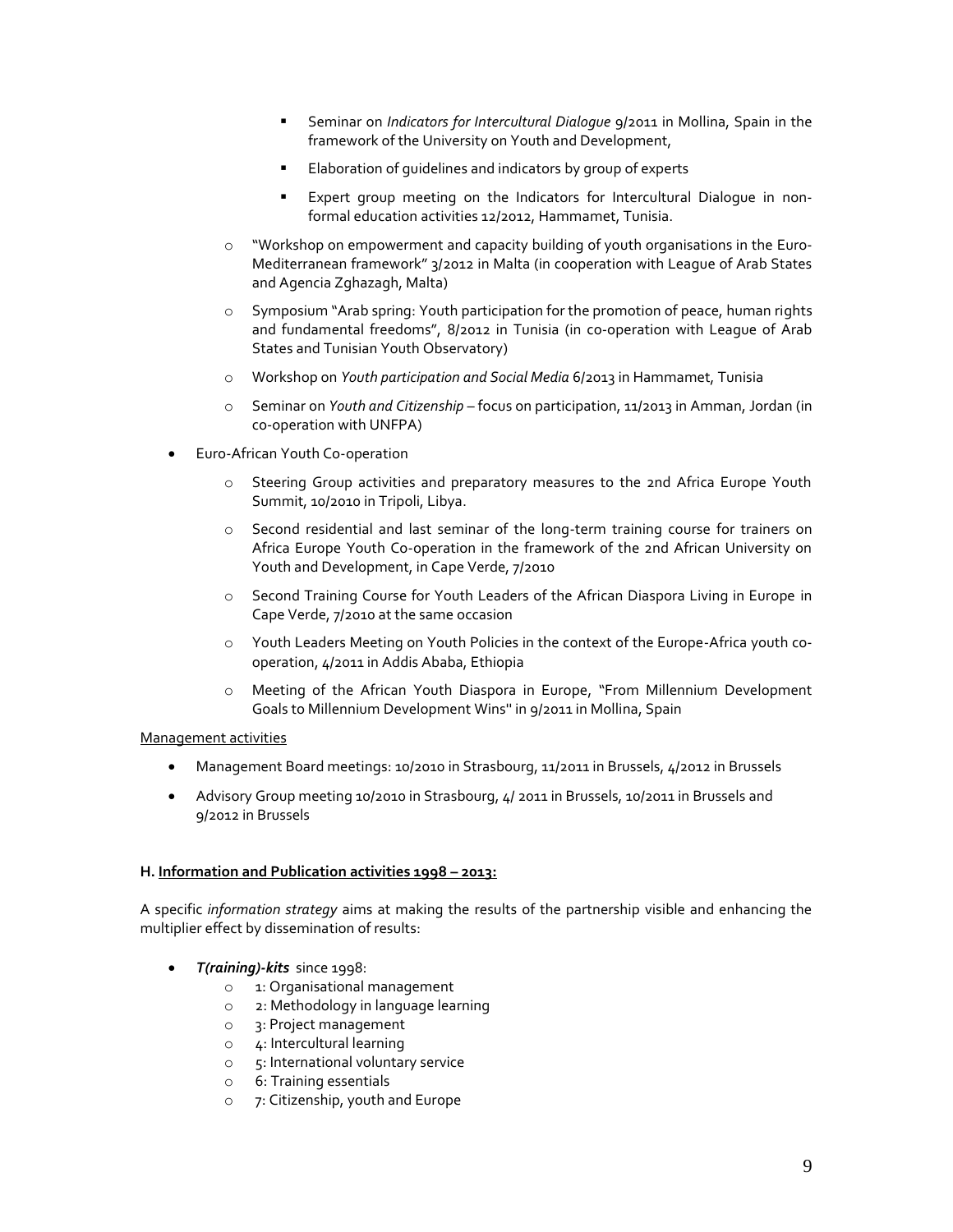- Seminar on *Indicators for Intercultural Dialogue* 9/2011 in Mollina, Spain in the framework of the University on Youth and Development,
        - Elaboration of guidelines and indicators by group of experts
        - Expert group meeting on the Indicators for Intercultural Dialogue in non-formal education activities 12/2012, Hammamet, Tunisia.
    - "Workshop on empowerment and capacity building of youth organisations in the Euro-Mediterranean framework" 3/2012 in Malta (in cooperation with League of Arab States and Agencia Zghazagh, Malta)
    - Symposium "Arab spring: Youth participation for the promotion of peace, human rights and fundamental freedoms", 8/2012 in Tunisia (in co-operation with League of Arab States and Tunisian Youth Observatory)
    - Workshop on *Youth participation and Social Media* 6/2013 in Hammamet, Tunisia
    - Seminar on *Youth and Citizenship* – focus on participation, 11/2013 in Amman, Jordan (in co-operation with UNFPA)
- Euro-African Youth Co-operation
    - Steering Group activities and preparatory measures to the 2nd Africa Europe Youth Summit, 10/2010 in Tripoli, Libya.
    - Second residential and last seminar of the long-term training course for trainers on Africa Europe Youth Co-operation in the framework of the 2nd African University on Youth and Development, in Cape Verde, 7/2010
    - Second Training Course for Youth Leaders of the African Diaspora Living in Europe in Cape Verde, 7/2010 at the same occasion
    - Youth Leaders Meeting on Youth Policies in the context of the Europe-Africa youth co-operation, 4/2011 in Addis Ababa, Ethiopia
    - Meeting of the African Youth Diaspora in Europe, "From Millennium Development Goals to Millennium Development Wins" in 9/2011 in Mollina, Spain

<u>Management activities</u>

- Management Board meetings: 10/2010 in Strasbourg, 11/2011 in Brussels, 4/2012 in Brussels
- Advisory Group meeting 10/2010 in Strasbourg, 4/ 2011 in Brussels, 10/2011 in Brussels and 9/2012 in Brussels

**H. <u>Information and Publication activities 1998 – 2013:</u>**

A specific *information strategy* aims at making the results of the partnership visible and enhancing the multiplier effect by dissemination of results:

- ***T(raining)-kits*** since 1998:
    - 1: Organisational management
    - 2: Methodology in language learning
    - 3: Project management
    - 4: Intercultural learning
    - 5: International voluntary service
    - 6: Training essentials
    - 7: Citizenship, youth and Europe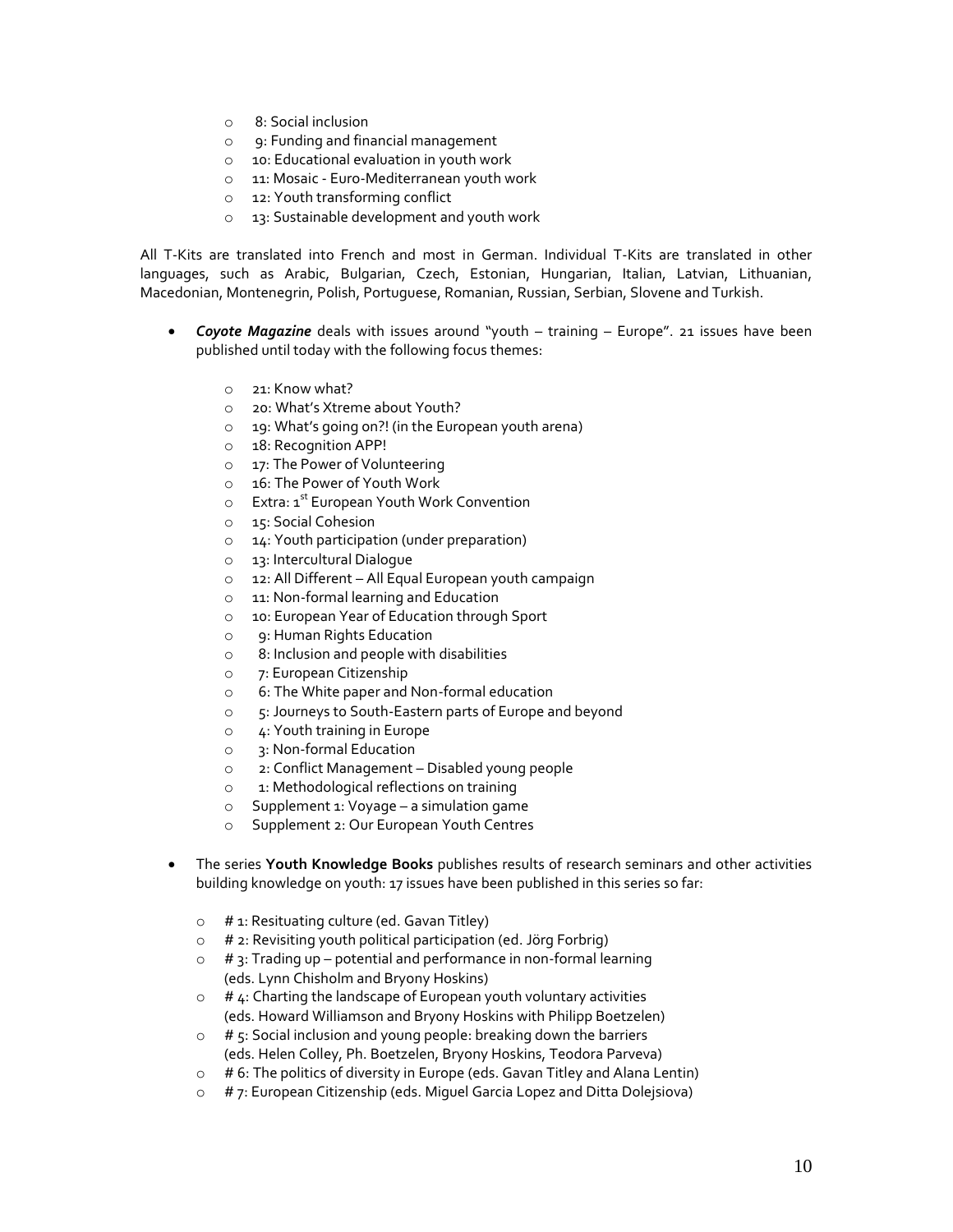- 8: Social inclusion
  - 9: Funding and financial management
  - 10: Educational evaluation in youth work
  - 11: Mosaic - Euro-Mediterranean youth work
  - 12: Youth transforming conflict
  - 13: Sustainable development and youth work

All T-Kits are translated into French and most in German. Individual T-Kits are translated in other languages, such as Arabic, Bulgarian, Czech, Estonian, Hungarian, Italian, Latvian, Lithuanian, Macedonian, Montenegrin, Polish, Portuguese, Romanian, Russian, Serbian, Slovene and Turkish.

- ***Coyote Magazine*** deals with issues around "youth – training – Europe". 21 issues have been published until today with the following focus themes:

  - 21: Know what?
  - 20: What's Xtreme about Youth?
  - 19: What's going on?! (in the European youth arena)
  - 18: Recognition APP!
  - 17: The Power of Volunteering
  - 16: The Power of Youth Work
  - Extra: 1st European Youth Work Convention
  - 15: Social Cohesion
  - 14: Youth participation (under preparation)
  - 13: Intercultural Dialogue
  - 12: All Different – All Equal European youth campaign
  - 11: Non-formal learning and Education
  - 10: European Year of Education through Sport
  - 9: Human Rights Education
  - 8: Inclusion and people with disabilities
  - 7: European Citizenship
  - 6: The White paper and Non-formal education
  - 5: Journeys to South-Eastern parts of Europe and beyond
  - 4: Youth training in Europe
  - 3: Non-formal Education
  - 2: Conflict Management – Disabled young people
  - 1: Methodological reflections on training
  - Supplement 1: Voyage – a simulation game
  - Supplement 2: Our European Youth Centres

- The series **Youth Knowledge Books** publishes results of research seminars and other activities building knowledge on youth: 17 issues have been published in this series so far:

  - # 1: Resituating culture (ed. Gavan Titley)
  - # 2: Revisiting youth political participation (ed. Jörg Forbrig)
  - # 3: Trading up – potential and performance in non-formal learning (eds. Lynn Chisholm and Bryony Hoskins)
  - # 4: Charting the landscape of European youth voluntary activities (eds. Howard Williamson and Bryony Hoskins with Philipp Boetzelen)
  - # 5: Social inclusion and young people: breaking down the barriers (eds. Helen Colley, Ph. Boetzelen, Bryony Hoskins, Teodora Parveva)
  - # 6: The politics of diversity in Europe (eds. Gavan Titley and Alana Lentin)
  - # 7: European Citizenship (eds. Miguel Garcia Lopez and Ditta Dolejsiova)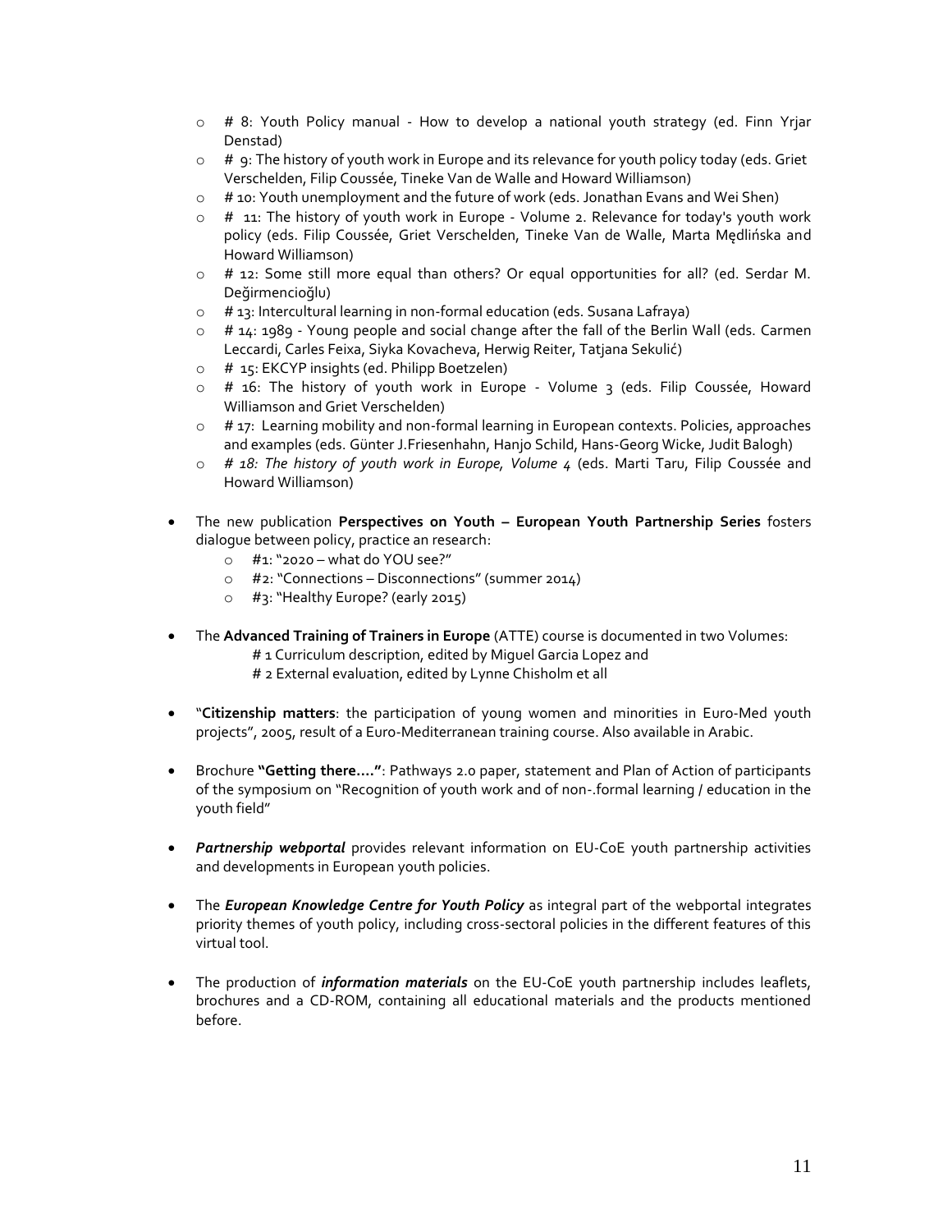- # 8: Youth Policy manual - How to develop a national youth strategy (ed. Finn Yrjar Denstad)
  - # 9: The history of youth work in Europe and its relevance for youth policy today (eds. Griet Verschelden, Filip Coussée, Tineke Van de Walle and Howard Williamson)
  - # 10: Youth unemployment and the future of work (eds. Jonathan Evans and Wei Shen)
  - # 11: The history of youth work in Europe - Volume 2. Relevance for today's youth work policy (eds. Filip Coussée, Griet Verschelden, Tineke Van de Walle, Marta Mędlińska and Howard Williamson)
  - # 12: Some still more equal than others? Or equal opportunities for all? (ed. Serdar M. Değirmencioğlu)
  - # 13: Intercultural learning in non-formal education (eds. Susana Lafraya)
  - # 14: 1989 - Young people and social change after the fall of the Berlin Wall (eds. Carmen Leccardi, Carles Feixa, Siyka Kovacheva, Herwig Reiter, Tatjana Sekulić)
  - # 15: EKCYP insights (ed. Philipp Boetzelen)
  - # 16: The history of youth work in Europe - Volume 3 (eds. Filip Coussée, Howard Williamson and Griet Verschelden)
  - # 17: Learning mobility and non-formal learning in European contexts. Policies, approaches and examples (eds. Günter J.Friesenhahn, Hanjo Schild, Hans-Georg Wicke, Judit Balogh)
  - *# 18: The history of youth work in Europe, Volume 4* (eds. Marti Taru, Filip Coussée and Howard Williamson)

- The new publication **Perspectives on Youth – European Youth Partnership Series** fosters dialogue between policy, practice an research:
  - #1: "2020 – what do YOU see?"
  - #2: "Connections – Disconnections" (summer 2014)
  - #3: "Healthy Europe? (early 2015)

- The **Advanced Training of Trainers in Europe** (ATTE) course is documented in two Volumes:
  # 1 Curriculum description, edited by Miguel Garcia Lopez and
  # 2 External evaluation, edited by Lynne Chisholm et all

- "**Citizenship matters**: the participation of young women and minorities in Euro-Med youth projects", 2005, result of a Euro-Mediterranean training course. Also available in Arabic.

- Brochure **"Getting there…."**: Pathways 2.0 paper, statement and Plan of Action of participants of the symposium on "Recognition of youth work and of non-.formal learning / education in the youth field"

- ***Partnership webportal*** provides relevant information on EU-CoE youth partnership activities and developments in European youth policies.

- The ***European Knowledge Centre for Youth Policy*** as integral part of the webportal integrates priority themes of youth policy, including cross-sectoral policies in the different features of this virtual tool.

- The production of ***information materials*** on the EU-CoE youth partnership includes leaflets, brochures and a CD-ROM, containing all educational materials and the products mentioned before.